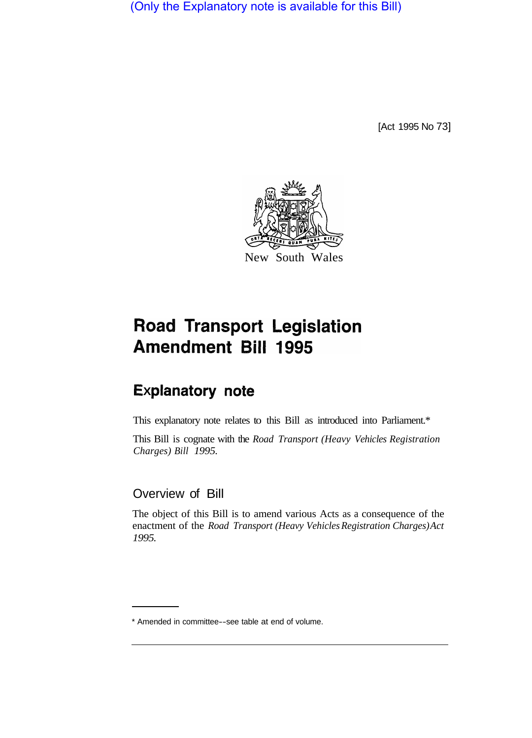(Only the Explanatory note is available for this Bill)

[Act 1995 No 73]

New South Wales

# Road Transport Legislation Amendment Bill 1995

## Explanatory note

This explanatory note relates to this Bill as introduced into Parliament.*

This Bill is cognate with the *Road Transport (Heavy Vehicles Registration Charges) Bill 1995*.

### Overview of Bill

The object of this Bill is to amend various Acts as a consequence of the enactment of the *Road Transport (Heavy Vehicles Registration Charges) Act 1995*.

* Amended in committee--see table at end of volume.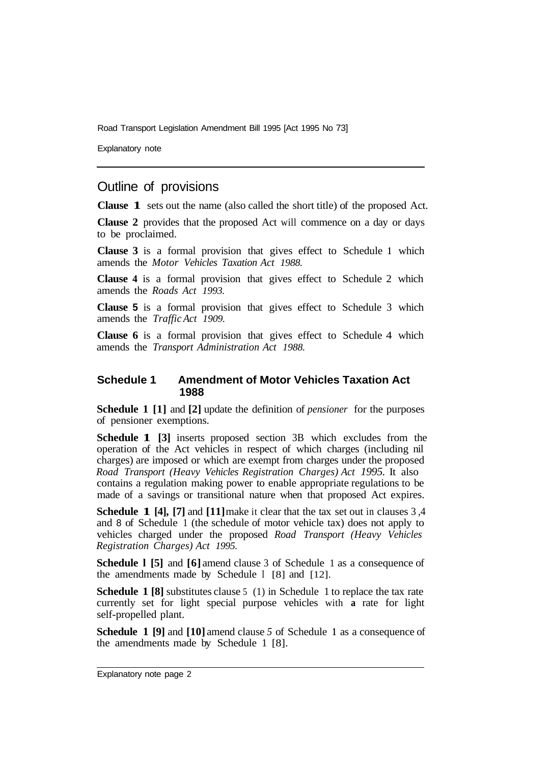Road Transport Legislation Amendment Bill 1995 [Act 1995 No 73]

Explanatory note

## Outline of provisions

**Clause 1** sets out the name (also called the short title) of the proposed Act.

**Clause 2** provides that the proposed Act will commence on a day or days to be proclaimed.

**Clause 3** is a formal provision that gives effect to Schedule 1 which amends the *Motor Vehicles Taxation Act 1988.*

**Clause 4** is a formal provision that gives effect to Schedule 2 which amends the *Roads Act 1993.*

**Clause 5** is a formal provision that gives effect to Schedule 3 which amends the *Traffic Act 1909.*

**Clause 6** is a formal provision that gives effect to Schedule 4 which amends the *Transport Administration Act 1988.*

### Schedule 1 Amendment of Motor Vehicles Taxation Act 1988

**Schedule 1 [1]** and **[2]** update the definition of *pensioner* for the purposes of pensioner exemptions.

**Schedule 1 [3]** inserts proposed section 3B which excludes from the operation of the Act vehicles in respect of which charges (including nil charges) are imposed or which are exempt from charges under the proposed *Road Transport (Heavy Vehicles Registration Charges) Act 1995.* It also contains a regulation making power to enable appropriate regulations to be made of a savings or transitional nature when that proposed Act expires.

**Schedule 1 [4], [7]** and **[11]** make it clear that the tax set out in clauses 3, 4 and 8 of Schedule 1 (the schedule of motor vehicle tax) does not apply to vehicles charged under the proposed *Road Transport (Heavy Vehicles Registration Charges) Act 1995.*

**Schedule 1 [5]** and **[6]** amend clause 3 of Schedule 1 as a consequence of the amendments made by Schedule 1 [8] and [12].

**Schedule 1 [8]** substitutes clause 5 (1) in Schedule 1 to replace the tax rate currently set for light special purpose vehicles with **a** rate for light self-propelled plant.

**Schedule 1 [9]** and **[10]** amend clause 5 of Schedule 1 as a consequence of the amendments made by Schedule 1 [8].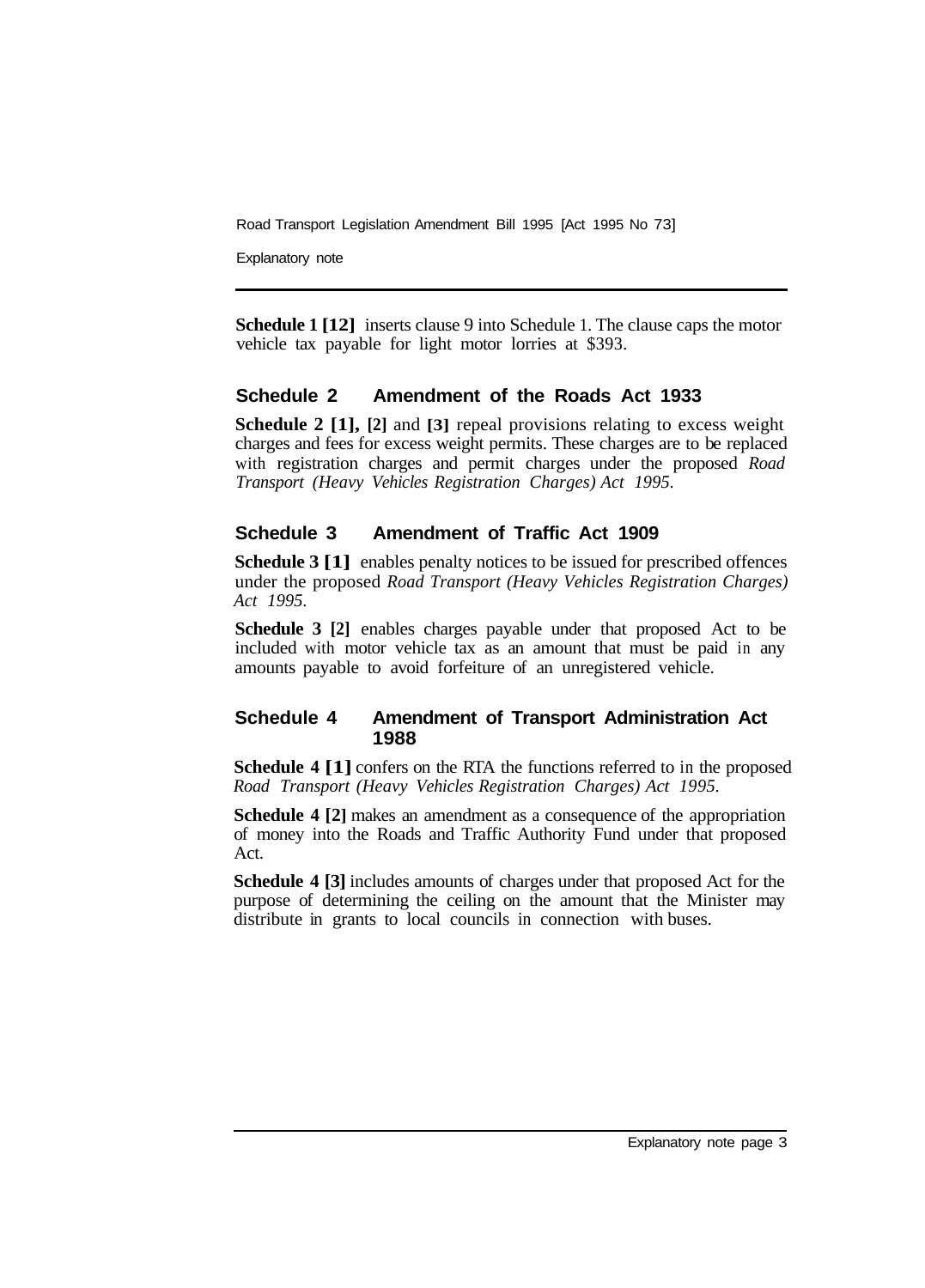**Schedule 1 [12]** inserts clause 9 into Schedule 1. The clause caps the motor vehicle tax payable for light motor lorries at $393.

## Schedule 2 Amendment of the Roads Act 1933

**Schedule 2 [1], [2]** and **[3]** repeal provisions relating to excess weight charges and fees for excess weight permits. These charges are to be replaced with registration charges and permit charges under the proposed *Road Transport (Heavy Vehicles Registration Charges) Act 1995*.

## Schedule 3 Amendment of Traffic Act 1909

**Schedule 3 [1]** enables penalty notices to be issued for prescribed offences under the proposed *Road Transport (Heavy Vehicles Registration Charges) Act 1995*.

**Schedule 3 [2]** enables charges payable under that proposed Act to be included with motor vehicle tax as an amount that must be paid in any amounts payable to avoid forfeiture of an unregistered vehicle.

## Schedule 4 Amendment of Transport Administration Act 1988

**Schedule 4 [1]** confers on the RTA the functions referred to in the proposed *Road Transport (Heavy Vehicles Registration Charges) Act 1995*.

**Schedule 4 [2]** makes an amendment as a consequence of the appropriation of money into the Roads and Traffic Authority Fund under that proposed Act.

**Schedule 4 [3]** includes amounts of charges under that proposed Act for the purpose of determining the ceiling on the amount that the Minister may distribute in grants to local councils in connection with buses.